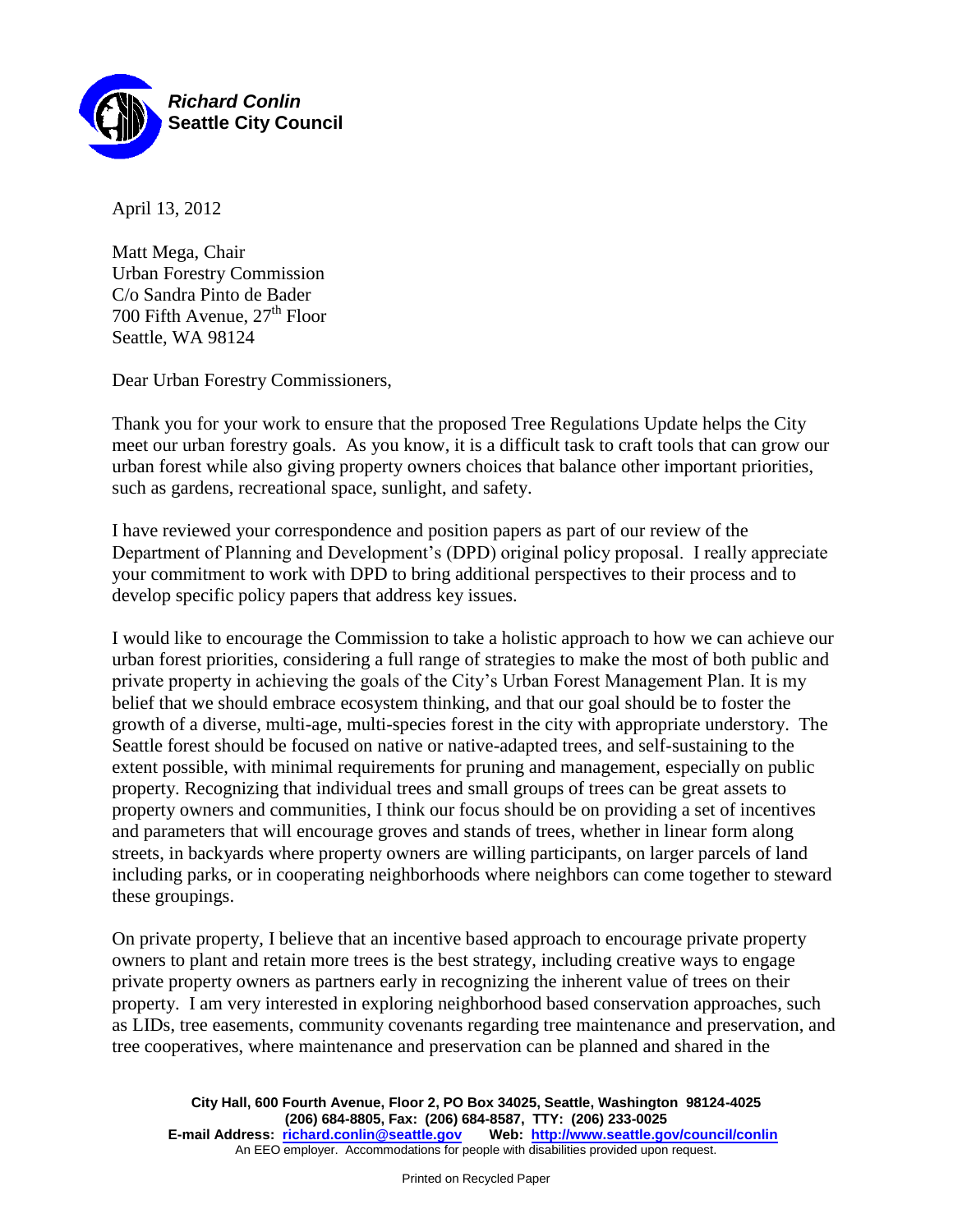***Richard Conlin***
**Seattle City Council**

April 13, 2012

Matt Mega, Chair
Urban Forestry Commission
C/o Sandra Pinto de Bader
700 Fifth Avenue, 27th Floor
Seattle, WA 98124

Dear Urban Forestry Commissioners,

Thank you for your work to ensure that the proposed Tree Regulations Update helps the City meet our urban forestry goals. As you know, it is a difficult task to craft tools that can grow our urban forest while also giving property owners choices that balance other important priorities, such as gardens, recreational space, sunlight, and safety.

I have reviewed your correspondence and position papers as part of our review of the Department of Planning and Development's (DPD) original policy proposal. I really appreciate your commitment to work with DPD to bring additional perspectives to their process and to develop specific policy papers that address key issues.

I would like to encourage the Commission to take a holistic approach to how we can achieve our urban forest priorities, considering a full range of strategies to make the most of both public and private property in achieving the goals of the City's Urban Forest Management Plan. It is my belief that we should embrace ecosystem thinking, and that our goal should be to foster the growth of a diverse, multi-age, multi-species forest in the city with appropriate understory. The Seattle forest should be focused on native or native-adapted trees, and self-sustaining to the extent possible, with minimal requirements for pruning and management, especially on public property. Recognizing that individual trees and small groups of trees can be great assets to property owners and communities, I think our focus should be on providing a set of incentives and parameters that will encourage groves and stands of trees, whether in linear form along streets, in backyards where property owners are willing participants, on larger parcels of land including parks, or in cooperating neighborhoods where neighbors can come together to steward these groupings.

On private property, I believe that an incentive based approach to encourage private property owners to plant and retain more trees is the best strategy, including creative ways to engage private property owners as partners early in recognizing the inherent value of trees on their property. I am very interested in exploring neighborhood based conservation approaches, such as LIDs, tree easements, community covenants regarding tree maintenance and preservation, and tree cooperatives, where maintenance and preservation can be planned and shared in the

**City Hall, 600 Fourth Avenue, Floor 2, PO Box 34025, Seattle, Washington 98124-4025**
**(206) 684-8805, Fax: (206) 684-8587, TTY: (206) 233-0025**
**E-mail Address: richard.conlin@seattle.gov Web: http://www.seattle.gov/council/conlin**
An EEO employer. Accommodations for people with disabilities provided upon request.

Printed on Recycled Paper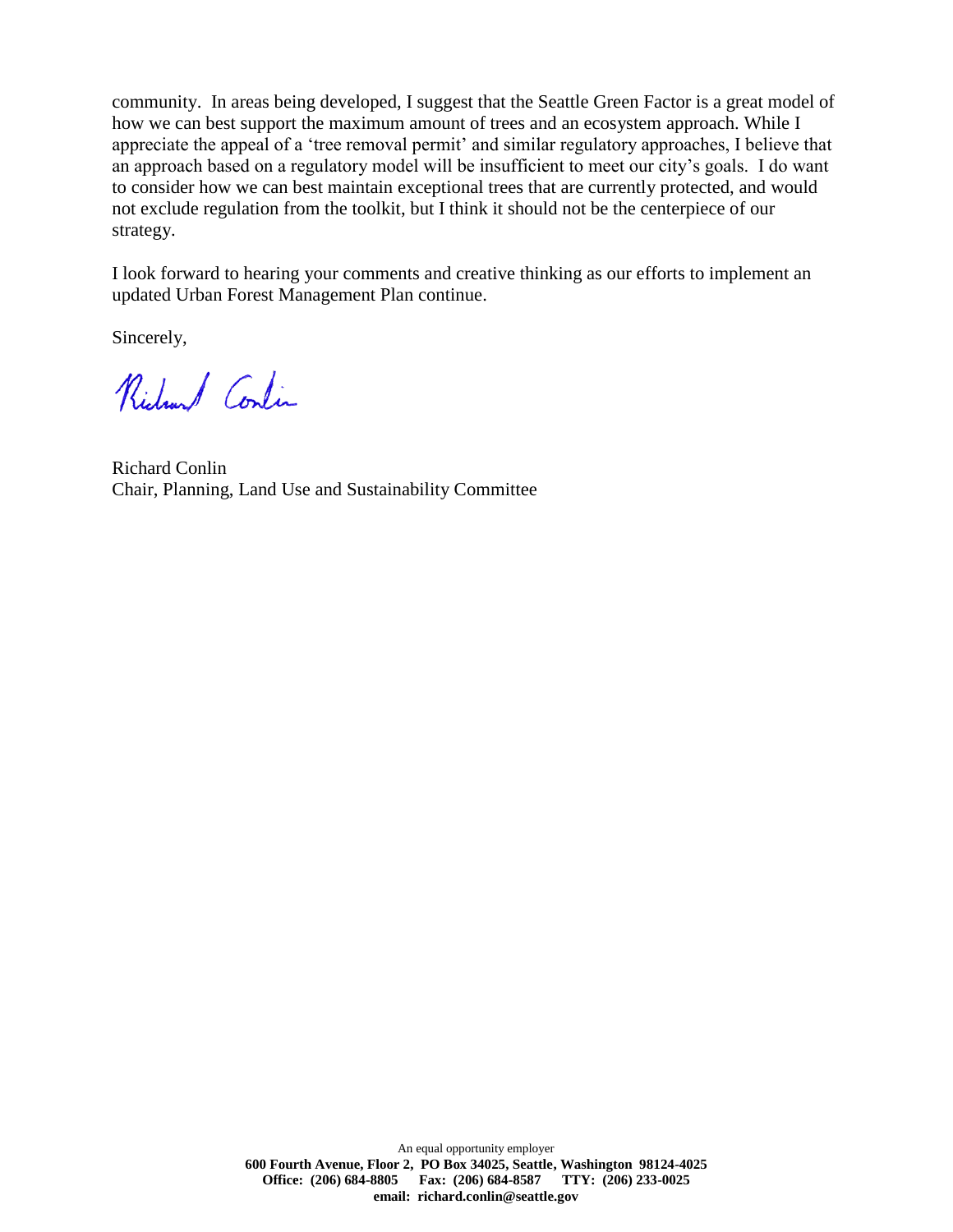community. In areas being developed, I suggest that the Seattle Green Factor is a great model of how we can best support the maximum amount of trees and an ecosystem approach. While I appreciate the appeal of a 'tree removal permit' and similar regulatory approaches, I believe that an approach based on a regulatory model will be insufficient to meet our city's goals. I do want to consider how we can best maintain exceptional trees that are currently protected, and would not exclude regulation from the toolkit, but I think it should not be the centerpiece of our strategy.

I look forward to hearing your comments and creative thinking as our efforts to implement an updated Urban Forest Management Plan continue.

Sincerely,

Richard Conlin

Richard Conlin
Chair, Planning, Land Use and Sustainability Committee

An equal opportunity employer
**600 Fourth Avenue, Floor 2, PO Box 34025, Seattle, Washington 98124-4025**
**Office: (206) 684-8805 Fax: (206) 684-8587 TTY: (206) 233-0025**
**email: richard.conlin@seattle.gov**